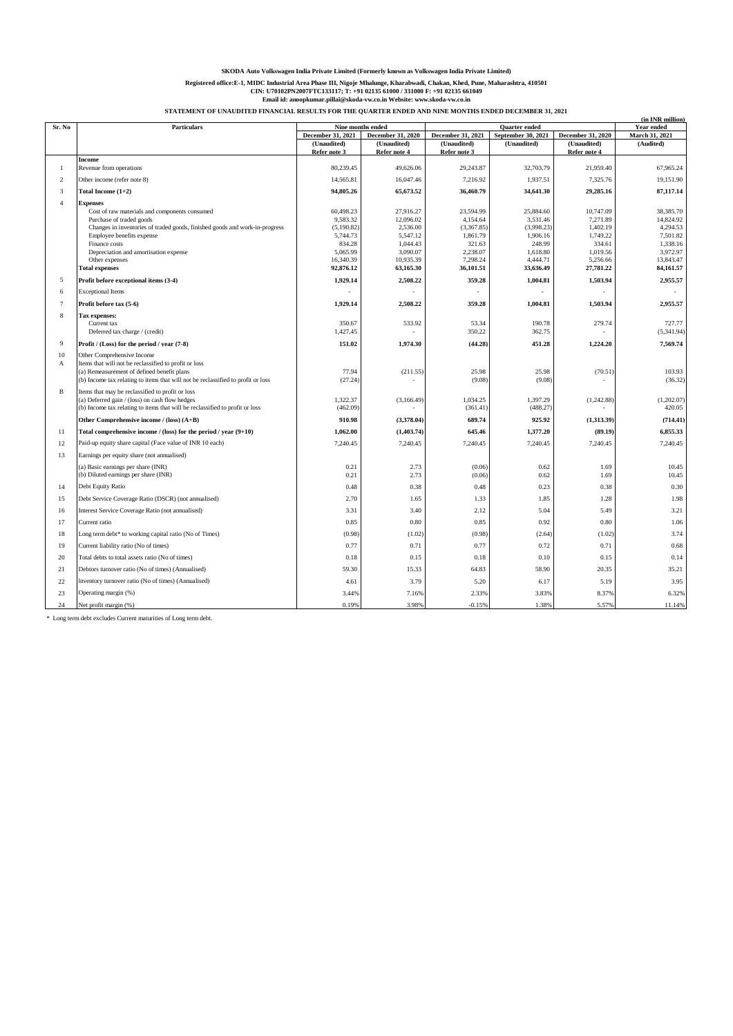**SKODA Auto Volkswagen India Private Limited (Formerly known as Volkswagen India Private Limited)**

**Registered office:E-1, MIDC Industrial Area Phase III, Nigoje Mhalunge, Kharabwadi, Chakan, Khed, Pune, Maharashtra, 410501**
**CIN: U70102PN2007FTC133117; T: +91 02135 61000 / 331000 F: +91 02135 661049**
**Email id: anoopkumar.pillai@skoda-vw.co.in Website: www.skoda-vw.co.in**

**STATEMENT OF UNAUDITED FINANCIAL RESULTS FOR THE QUARTER ENDED AND NINE MONTHS ENDED DECEMBER 31, 2021**

(in INR million)

| Sr. No | Particulars | Nine months ended | | Quarter ended | | | Year ended |
|---|---|---|---|---|---|---|---|
| | | December 31, 2021 | December 31, 2020 | December 31, 2021 | September 30, 2021 | December 31, 2020 | March 31, 2021 |
| | | (Unaudited) Refer note 3 | (Unaudited) Refer note 4 | (Unaudited) Refer note 3 | (Unaudited) | (Unaudited) Refer note 4 | (Audited) |
| | **Income** | | | | | | |
| 1 | Revenue from operations | 80,239.45 | 49,626.06 | 29,243.87 | 32,703.79 | 21,959.40 | 67,965.24 |
| 2 | Other income (refer note 8) | 14,565.81 | 16,047.46 | 7,216.92 | 1,937.51 | 7,325.76 | 19,151.90 |
| 3 | **Total Income (1+2)** | **94,805.26** | **65,673.52** | **36,460.79** | **34,641.30** | **29,285.16** | **87,117.14** |
| 4 | **Expenses** | | | | | | |
| | Cost of raw materials and components consumed | 60,498.23 | 27,916.27 | 23,594.99 | 25,884.60 | 10,747.09 | 38,385.70 |
| | Purchase of traded goods | 9,583.32 | 12,096.02 | 4,154.64 | 3,531.46 | 7,271.89 | 14,824.92 |
| | Changes in inventories of traded goods, finished goods and work-in-progress | (5,190.82) | 2,536.00 | (3,367.85) | (3,998.23) | 1,402.19 | 4,294.53 |
| | Employee benefits expense | 5,744.73 | 5,547.12 | 1,861.79 | 1,906.16 | 1,749.22 | 7,501.82 |
| | Finance costs | 834.28 | 1,044.43 | 321.63 | 248.99 | 334.61 | 1,338.16 |
| | Depreciation and amortisation expense | 5,065.99 | 3,090.07 | 2,238.07 | 1,618.80 | 1,019.56 | 3,972.97 |
| | Other expenses | 16,340.39 | 10,935.39 | 7,298.24 | 4,444.71 | 5,256.66 | 13,843.47 |
| | **Total expenses** | **92,876.12** | **63,165.30** | **36,101.51** | **33,636.49** | **27,781.22** | **84,161.57** |
| 5 | **Profit before exceptional items (3-4)** | **1,929.14** | **2,508.22** | **359.28** | **1,004.81** | **1,503.94** | **2,955.57** |
| 6 | Exceptional Items | - | - | - | - | - | - |
| 7 | **Profit before tax (5-6)** | **1,929.14** | **2,508.22** | **359.28** | **1,004.81** | **1,503.94** | **2,955.57** |
| 8 | **Tax expenses:** | | | | | | |
| | Current tax | 350.67 | 533.92 | 53.34 | 190.78 | 279.74 | 727.77 |
| | Deferred tax charge / (credit) | 1,427.45 | - | 350.22 | 362.75 | - | (5,341.94) |
| 9 | **Profit / (Loss) for the period / year (7-8)** | **151.02** | **1,974.30** | **(44.28)** | **451.28** | **1,224.20** | **7,569.74** |
| 10 | Other Comprehensive Income | | | | | | |
| A | Items that will not be reclassified to profit or loss | | | | | | |
| | (a) Remeasurement of defined benefit plans | 77.94 | (211.55) | 25.98 | 25.98 | (70.51) | 103.93 |
| | (b) Income tax relating to items that will not be reclassified to profit or loss | (27.24) | - | (9.08) | (9.08) | - | (36.32) |
| B | Items that may be reclassified to profit or loss | | | | | | |
| | (a) Deferred gain / (loss) on cash flow hedges | 1,322.37 | (3,166.49) | 1,034.25 | 1,397.29 | (1,242.88) | (1,202.07) |
| | (b) Income tax relating to items that will be reclassified to profit or loss | (462.09) | - | (361.41) | (488.27) | - | 420.05 |
| | **Other Comprehensive income / (loss) (A+B)** | **910.98** | **(3,378.04)** | **689.74** | **925.92** | **(1,313.39)** | **(714.41)** |
| 11 | **Total comprehensive income / (loss) for the period / year (9+10)** | **1,062.00** | **(1,403.74)** | **645.46** | **1,377.20** | **(89.19)** | **6,855.33** |
| 12 | Paid-up equity share capital (Face value of INR 10 each) | 7,240.45 | 7,240.45 | 7,240.45 | 7,240.45 | 7,240.45 | 7,240.45 |
| 13 | Earnings per equity share (not annualised) | | | | | | |
| | (a) Basic earnings per share (INR) | 0.21 | 2.73 | (0.06) | 0.62 | 1.69 | 10.45 |
| | (b) Diluted earnings per share (INR) | 0.21 | 2.73 | (0.06) | 0.62 | 1.69 | 10.45 |
| 14 | Debt Equity Ratio | 0.48 | 0.38 | 0.48 | 0.23 | 0.38 | 0.30 |
| 15 | Debt Service Coverage Ratio (DSCR) (not annualised) | 2.70 | 1.65 | 1.33 | 1.85 | 1.28 | 1.98 |
| 16 | Interest Service Coverage Ratio (not annualised) | 3.31 | 3.40 | 2.12 | 5.04 | 5.49 | 3.21 |
| 17 | Current ratio | 0.85 | 0.80 | 0.85 | 0.92 | 0.80 | 1.06 |
| 18 | Long term debt* to working capital ratio (No of Times) | (0.98) | (1.02) | (0.98) | (2.64) | (1.02) | 3.74 |
| 19 | Current liability ratio (No of times) | 0.77 | 0.71 | 0.77 | 0.72 | 0.71 | 0.68 |
| 20 | Total debts to total assets ratio (No of times) | 0.18 | 0.15 | 0.18 | 0.10 | 0.15 | 0.14 |
| 21 | Debtors turnover ratio (No of times) (Annualised) | 59.30 | 15.33 | 64.83 | 58.90 | 20.35 | 35.21 |
| 22 | Inventory turnover ratio (No of times) (Annualised) | 4.61 | 3.79 | 5.20 | 6.17 | 5.19 | 3.95 |
| 23 | Operating margin (%) | 3.44% | 7.16% | 2.33% | 3.83% | 8.37% | 6.32% |
| 24 | Net profit margin (%) | 0.19% | 3.98% | -0.15% | 1.38% | 5.57% | 11.14% |

\* Long term debt excludes Current maturities of Long term debt.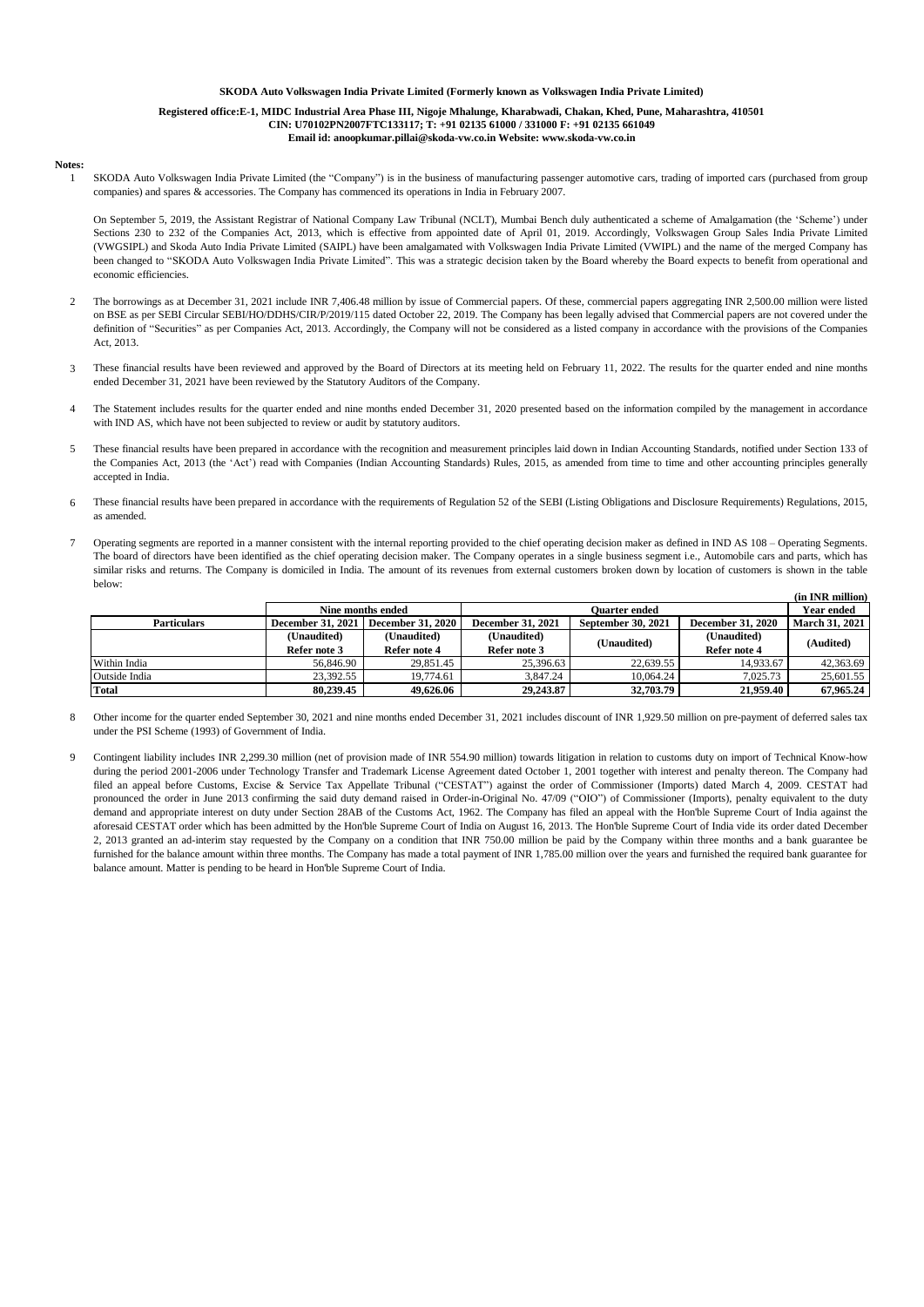**SKODA Auto Volkswagen India Private Limited (Formerly known as Volkswagen India Private Limited)**

**Registered office:E-1, MIDC Industrial Area Phase III, Nigoje Mhalunge, Kharabwadi, Chakan, Khed, Pune, Maharashtra, 410501**
**CIN: U70102PN2007FTC133117; T: +91 02135 61000 / 331000 F: +91 02135 661049**
**Email id: anoopkumar.pillai@skoda-vw.co.in Website: www.skoda-vw.co.in**

**Notes:**

1. SKODA Auto Volkswagen India Private Limited (the "Company") is in the business of manufacturing passenger automotive cars, trading of imported cars (purchased from group companies) and spares & accessories. The Company has commenced its operations in India in February 2007.

   On September 5, 2019, the Assistant Registrar of National Company Law Tribunal (NCLT), Mumbai Bench duly authenticated a scheme of Amalgamation (the 'Scheme') under Sections 230 to 232 of the Companies Act, 2013, which is effective from appointed date of April 01, 2019. Accordingly, Volkswagen Group Sales India Private Limited (VWGSIPL) and Skoda Auto India Private Limited (SAIPL) have been amalgamated with Volkswagen India Private Limited (VWIPL) and the name of the merged Company has been changed to "SKODA Auto Volkswagen India Private Limited". This was a strategic decision taken by the Board whereby the Board expects to benefit from operational and economic efficiencies.

2. The borrowings as at December 31, 2021 include INR 7,406.48 million by issue of Commercial papers. Of these, commercial papers aggregating INR 2,500.00 million were listed on BSE as per SEBI Circular SEBI/HO/DDHS/CIR/P/2019/115 dated October 22, 2019. The Company has been legally advised that Commercial papers are not covered under the definition of "Securities" as per Companies Act, 2013. Accordingly, the Company will not be considered as a listed company in accordance with the provisions of the Companies Act, 2013.

3. These financial results have been reviewed and approved by the Board of Directors at its meeting held on February 11, 2022. The results for the quarter ended and nine months ended December 31, 2021 have been reviewed by the Statutory Auditors of the Company.

4. The Statement includes results for the quarter ended and nine months ended December 31, 2020 presented based on the information compiled by the management in accordance with IND AS, which have not been subjected to review or audit by statutory auditors.

5. These financial results have been prepared in accordance with the recognition and measurement principles laid down in Indian Accounting Standards, notified under Section 133 of the Companies Act, 2013 (the 'Act') read with Companies (Indian Accounting Standards) Rules, 2015, as amended from time to time and other accounting principles generally accepted in India.

6. These financial results have been prepared in accordance with the requirements of Regulation 52 of the SEBI (Listing Obligations and Disclosure Requirements) Regulations, 2015, as amended.

7. Operating segments are reported in a manner consistent with the internal reporting provided to the chief operating decision maker as defined in IND AS 108 – Operating Segments. The board of directors have been identified as the chief operating decision maker. The Company operates in a single business segment i.e., Automobile cars and parts, which has similar risks and returns. The Company is domiciled in India. The amount of its revenues from external customers broken down by location of customers is shown in the table below:

**(in INR million)**

| | Nine months ended | | Quarter ended | | | Year ended |
|---|---|---|---|---|---|---|
| **Particulars** | **December 31, 2021** | **December 31, 2020** | **December 31, 2021** | **September 30, 2021** | **December 31, 2020** | **March 31, 2021** |
| | **(Unaudited) Refer note 3** | **(Unaudited) Refer note 4** | **(Unaudited) Refer note 3** | **(Unaudited)** | **(Unaudited) Refer note 4** | **(Audited)** |
| Within India | 56,846.90 | 29,851.45 | 25,396.63 | 22,639.55 | 14,933.67 | 42,363.69 |
| Outside India | 23,392.55 | 19,774.61 | 3,847.24 | 10,064.24 | 7,025.73 | 25,601.55 |
| **Total** | **80,239.45** | **49,626.06** | **29,243.87** | **32,703.79** | **21,959.40** | **67,965.24** |

8. Other income for the quarter ended September 30, 2021 and nine months ended December 31, 2021 includes discount of INR 1,929.50 million on pre-payment of deferred sales tax under the PSI Scheme (1993) of Government of India.

9. Contingent liability includes INR 2,299.30 million (net of provision made of INR 554.90 million) towards litigation in relation to customs duty on import of Technical Know-how during the period 2001-2006 under Technology Transfer and Trademark License Agreement dated October 1, 2001 together with interest and penalty thereon. The Company had filed an appeal before Customs, Excise & Service Tax Appellate Tribunal ("CESTAT") against the order of Commissioner (Imports) dated March 4, 2009. CESTAT had pronounced the order in June 2013 confirming the said duty demand raised in Order-in-Original No. 47/09 ("OIO") of Commissioner (Imports), penalty equivalent to the duty demand and appropriate interest on duty under Section 28AB of the Customs Act, 1962. The Company has filed an appeal with the Hon'ble Supreme Court of India against the aforesaid CESTAT order which has been admitted by the Hon'ble Supreme Court of India on August 16, 2013. The Hon'ble Supreme Court of India vide its order dated December 2, 2013 granted an ad-interim stay requested by the Company on a condition that INR 750.00 million be paid by the Company within three months and a bank guarantee be furnished for the balance amount within three months. The Company has made a total payment of INR 1,785.00 million over the years and furnished the required bank guarantee for balance amount. Matter is pending to be heard in Hon'ble Supreme Court of India.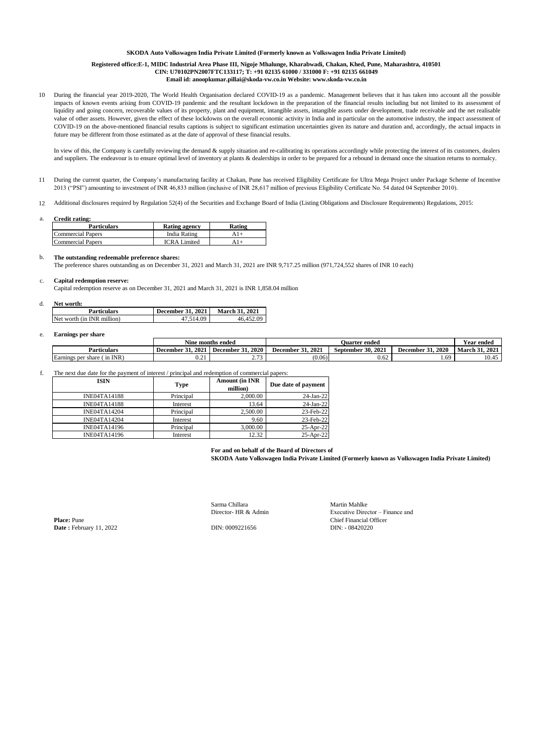**SKODA Auto Volkswagen India Private Limited (Formerly known as Volkswagen India Private Limited)**

**Registered office:E-1, MIDC Industrial Area Phase III, Nigoje Mhalunge, Kharabwadi, Chakan, Khed, Pune, Maharashtra, 410501**
**CIN: U70102PN2007FTC133117; T: +91 02135 61000 / 331000 F: +91 02135 661049**
**Email id: anoopkumar.pillai@skoda-vw.co.in Website: www.skoda-vw.co.in**

10 During the financial year 2019-2020, The World Health Organisation declared COVID-19 as a pandemic. Management believes that it has taken into account all the possible impacts of known events arising from COVID-19 pandemic and the resultant lockdown in the preparation of the financial results including but not limited to its assessment of liquidity and going concern, recoverable values of its property, plant and equipment, intangible assets, intangible assets under development, trade receivable and the net realisable value of other assets. However, given the effect of these lockdowns on the overall economic activity in India and in particular on the automotive industry, the impact assessment of COVID-19 on the above-mentioned financial results captions is subject to significant estimation uncertainties given its nature and duration and, accordingly, the actual impacts in future may be different from those estimated as at the date of approval of these financial results.

In view of this, the Company is carefully reviewing the demand & supply situation and re-calibrating its operations accordingly while protecting the interest of its customers, dealers and suppliers. The endeavour is to ensure optimal level of inventory at plants & dealerships in order to be prepared for a rebound in demand once the situation returns to normalcy.

11 During the current quarter, the Company's manufacturing facility at Chakan, Pune has received Eligibility Certificate for Ultra Mega Project under Package Scheme of Incentive 2013 ("PSI") amounting to investment of INR 46,833 million (inclusive of INR 28,617 million of previous Eligibility Certificate No. 54 dated 04 September 2010).

12 Additional disclosures required by Regulation 52(4) of the Securities and Exchange Board of India (Listing Obligations and Disclosure Requirements) Regulations, 2015:

a. **Credit rating:**

| Particulars | Rating agency | Rating |
|---|---|---|
| Commercial Papers | India Rating | A1+ |
| Commercial Papers | ICRA Limited | A1+ |

b. **The outstanding redeemable preference shares:**
The preference shares outstanding as on December 31, 2021 and March 31, 2021 are INR 9,717.25 million (971,724,552 shares of INR 10 each)

c. **Capital redemption reserve:**
Capital redemption reserve as on December 31, 2021 and March 31, 2021 is INR 1,858.04 million

d. **Net worth:**

| Particulars | December 31, 2021 | March 31, 2021 |
|---|---|---|
| Net worth (in INR million) | 47,514.09 | 46,452.09 |

e. **Earnings per share**

| | Nine months ended | | Quarter ended | | | Year ended |
|---|---|---|---|---|---|---|
| **Particulars** | **December 31, 2021** | **December 31, 2020** | **December 31, 2021** | **September 30, 2021** | **December 31, 2020** | **March 31, 2021** |
| Earnings per share ( in INR) | 0.21 | 2.73 | (0.06) | 0.62 | 1.69 | 10.45 |

f. The next due date for the payment of interest / principal and redemption of commercial papers:

| ISIN | Type | Amount (in INR million) | Due date of payment |
|---|---|---|---|
| INE04TA14188 | Principal | 2,000.00 | 24-Jan-22 |
| INE04TA14188 | Interest | 13.64 | 24-Jan-22 |
| INE04TA14204 | Principal | 2,500.00 | 23-Feb-22 |
| INE04TA14204 | Interest | 9.60 | 23-Feb-22 |
| INE04TA14196 | Principal | 3,000.00 | 25-Apr-22 |
| INE04TA14196 | Interest | 12.32 | 25-Apr-22 |

**For and on behalf of the Board of Directors of**
**SKODA Auto Volkswagen India Private Limited (Formerly known as Volkswagen India Private Limited)**

Sarma Chillara
Director- HR & Admin
DIN: 0009221656

Martin Mahlke
Executive Director – Finance and Chief Financial Officer
DIN: - 08420220

**Place:** Pune
**Date :** February 11, 2022